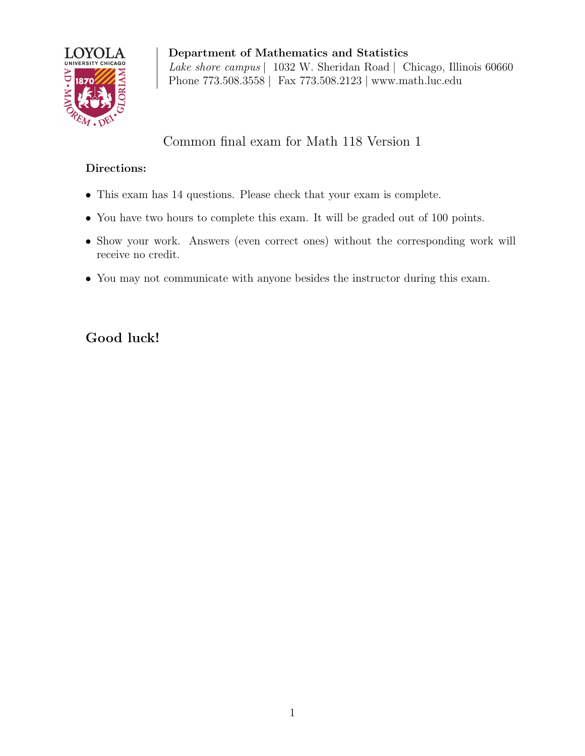**Department of Mathematics and Statistics**
*Lake shore campus* | 1032 W. Sheridan Road | Chicago, Illinois 60660
Phone 773.508.3558 | Fax 773.508.2123 | www.math.luc.edu

# Common final exam for Math 118 Version 1

**Directions:**

- This exam has 14 questions. Please check that your exam is complete.
- You have two hours to complete this exam. It will be graded out of 100 points.
- Show your work. Answers (even correct ones) without the corresponding work will receive no credit.
- You may not communicate with anyone besides the instructor during this exam.

## Good luck!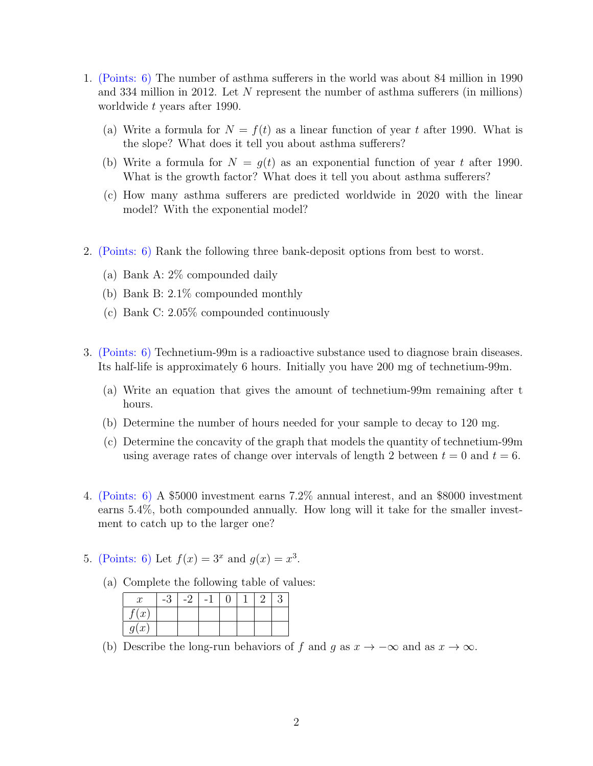1. (Points: 6) The number of asthma sufferers in the world was about 84 million in 1990 and 334 million in 2012. Let $N$ represent the number of asthma sufferers (in millions) worldwide $t$ years after 1990.

   (a) Write a formula for $N = f(t)$ as a linear function of year $t$ after 1990. What is the slope? What does it tell you about asthma sufferers?

   (b) Write a formula for $N = g(t)$ as an exponential function of year $t$ after 1990. What is the growth factor? What does it tell you about asthma sufferers?

   (c) How many asthma sufferers are predicted worldwide in 2020 with the linear model? With the exponential model?

2. (Points: 6) Rank the following three bank-deposit options from best to worst.

   (a) Bank A: 2% compounded daily

   (b) Bank B: 2.1% compounded monthly

   (c) Bank C: 2.05% compounded continuously

3. (Points: 6) Technetium-99m is a radioactive substance used to diagnose brain diseases. Its half-life is approximately 6 hours. Initially you have 200 mg of technetium-99m.

   (a) Write an equation that gives the amount of technetium-99m remaining after t hours.

   (b) Determine the number of hours needed for your sample to decay to 120 mg.

   (c) Determine the concavity of the graph that models the quantity of technetium-99m using average rates of change over intervals of length 2 between $t = 0$ and $t = 6$.

4. (Points: 6) A \$5000 investment earns 7.2% annual interest, and an \$8000 investment earns 5.4%, both compounded annually. How long will it take for the smaller investment to catch up to the larger one?

5. (Points: 6) Let $f(x) = 3^x$ and $g(x) = x^3$.

   (a) Complete the following table of values:

   | $x$ | -3 | -2 | -1 | 0 | 1 | 2 | 3 |
   |---|---|---|---|---|---|---|---|
   | $f(x)$ | | | | | | | |
   | $g(x)$ | | | | | | | |

   (b) Describe the long-run behaviors of $f$ and $g$ as $x \to -\infty$ and as $x \to \infty$.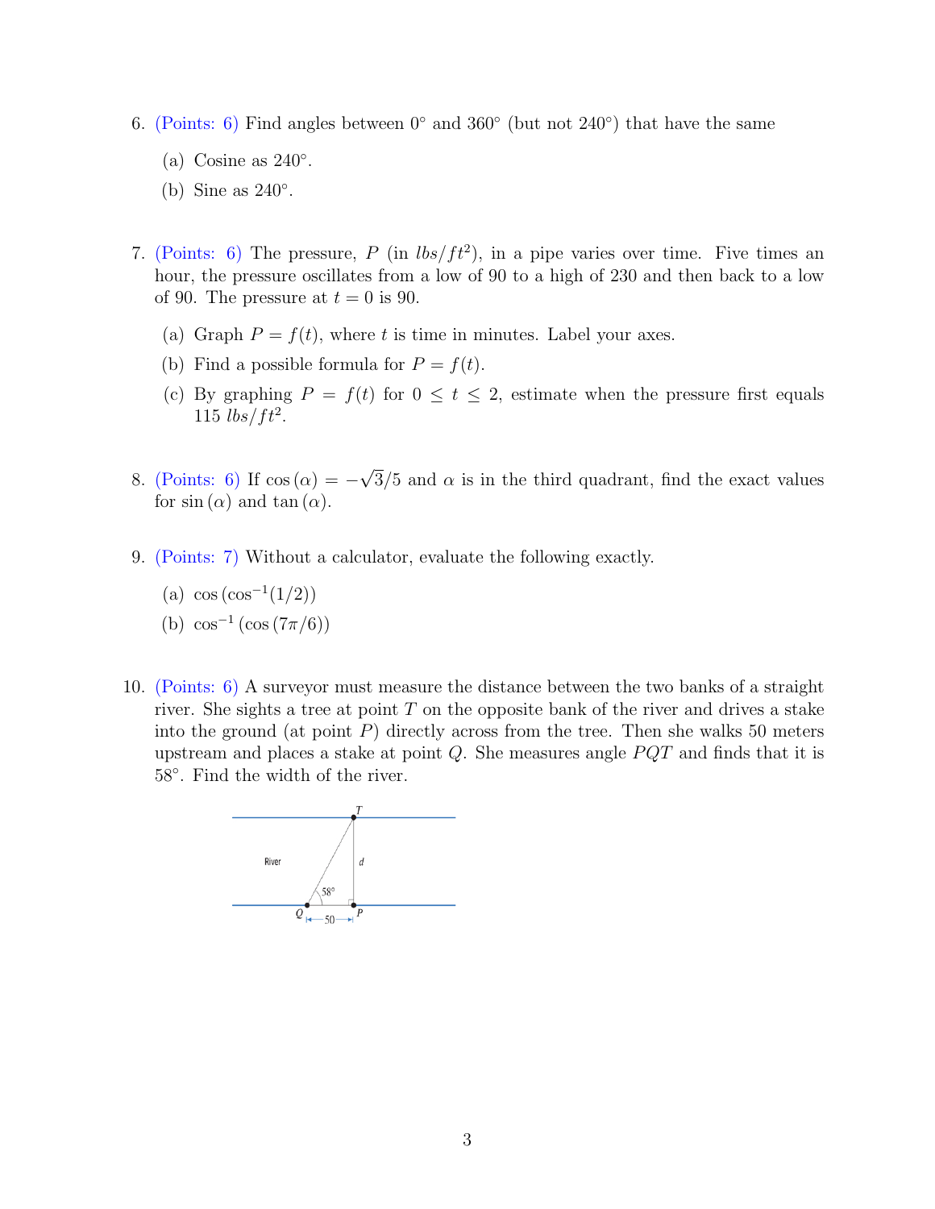6. (Points: 6) Find angles between $0°$ and $360°$ (but not $240°$) that have the same

   (a) Cosine as $240°$.

   (b) Sine as $240°$.

7. (Points: 6) The pressure, $P$ (in $lbs/ft^2$), in a pipe varies over time. Five times an hour, the pressure oscillates from a low of 90 to a high of 230 and then back to a low of 90. The pressure at $t = 0$ is 90.

   (a) Graph $P = f(t)$, where $t$ is time in minutes. Label your axes.

   (b) Find a possible formula for $P = f(t)$.

   (c) By graphing $P = f(t)$ for $0 \leq t \leq 2$, estimate when the pressure first equals 115 $lbs/ft^2$.

8. (Points: 6) If $\cos(\alpha) = -\sqrt{3}/5$ and $\alpha$ is in the third quadrant, find the exact values for $\sin(\alpha)$ and $\tan(\alpha)$.

9. (Points: 7) Without a calculator, evaluate the following exactly.

   (a) $\cos(\cos^{-1}(1/2))$

   (b) $\cos^{-1}(\cos(7\pi/6))$

10. (Points: 6) A surveyor must measure the distance between the two banks of a straight river. She sights a tree at point $T$ on the opposite bank of the river and drives a stake into the ground (at point $P$) directly across from the tree. Then she walks 50 meters upstream and places a stake at point $Q$. She measures angle $PQT$ and finds that it is $58°$. Find the width of the river.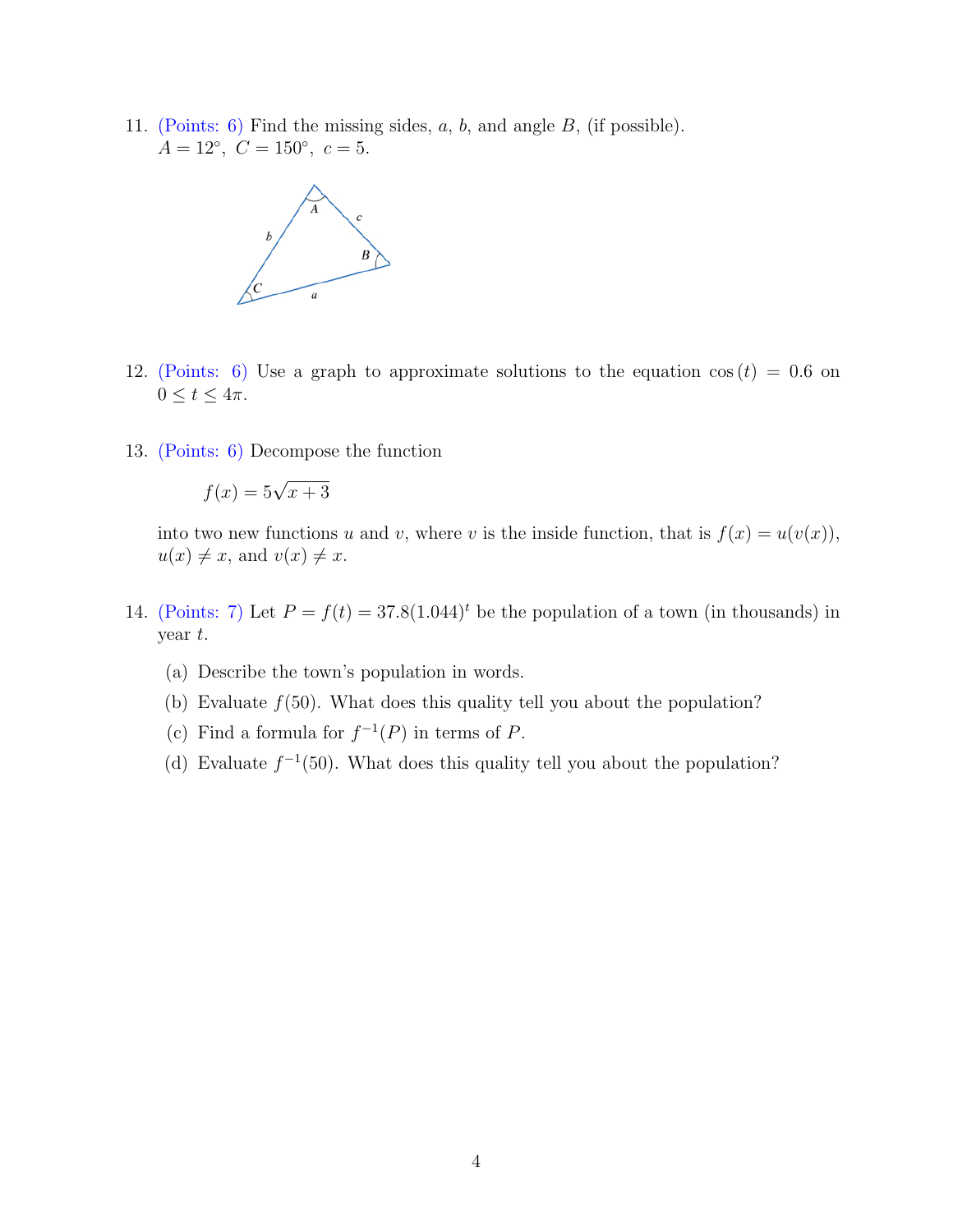11. (Points: 6) Find the missing sides, $a$, $b$, and angle $B$, (if possible).
    $A = 12°,\ C = 150°,\ c = 5.$

A
c
b
B
C
a

12. (Points: 6) Use a graph to approximate solutions to the equation $\cos(t) = 0.6$ on $0 \le t \le 4\pi$.

13. (Points: 6) Decompose the function

$$f(x) = 5\sqrt{x+3}$$

into two new functions $u$ and $v$, where $v$ is the inside function, that is $f(x) = u(v(x))$, $u(x) \neq x$, and $v(x) \neq x$.

14. (Points: 7) Let $P = f(t) = 37.8(1.044)^t$ be the population of a town (in thousands) in year $t$.

    (a) Describe the town's population in words.

    (b) Evaluate $f(50)$. What does this quality tell you about the population?

    (c) Find a formula for $f^{-1}(P)$ in terms of $P$.

    (d) Evaluate $f^{-1}(50)$. What does this quality tell you about the population?